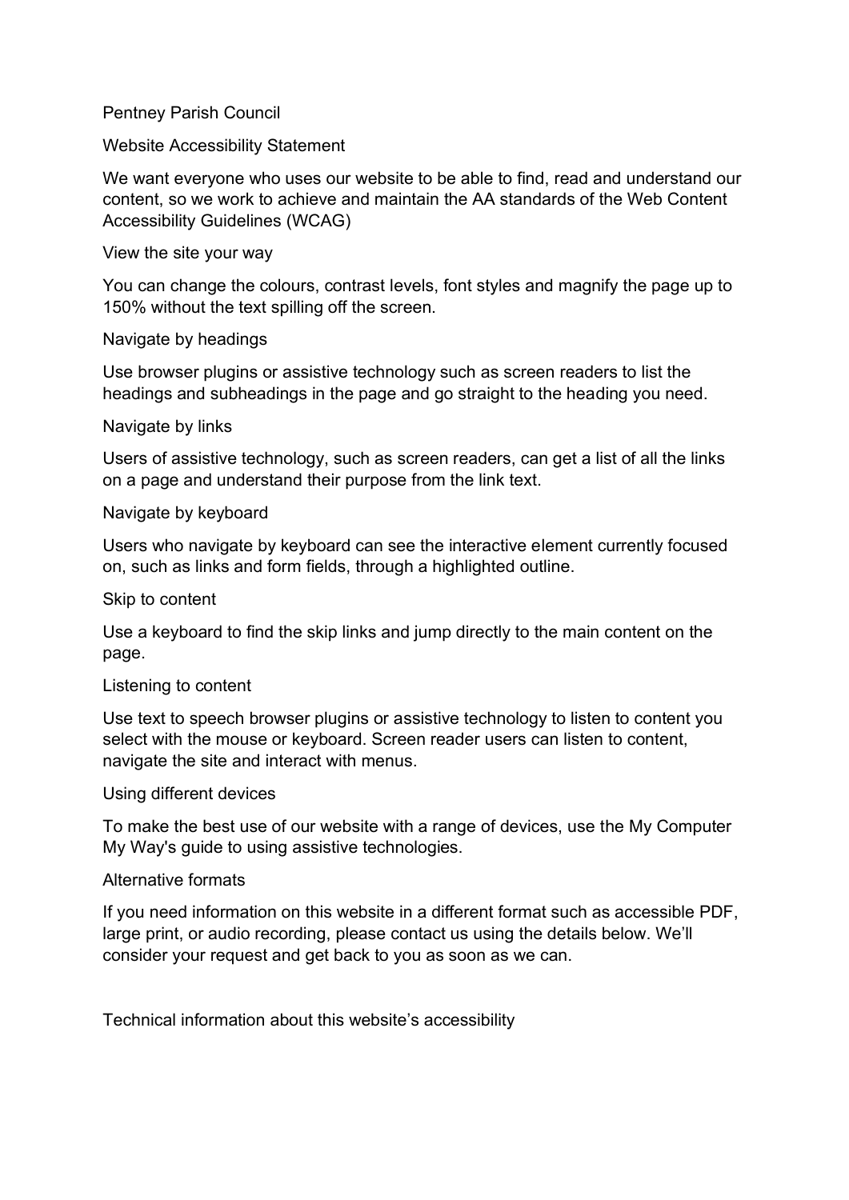# Pentney Parish Council

## Website Accessibility Statement

We want everyone who uses our website to be able to find, read and understand our content, so we work to achieve and maintain the AA standards of the Web Content Accessibility Guidelines (WCAG)

### View the site your way

You can change the colours, contrast levels, font styles and magnify the page up to 150% without the text spilling off the screen.

### Navigate by headings

Use browser plugins or assistive technology such as screen readers to list the headings and subheadings in the page and go straight to the heading you need.

### Navigate by links

Users of assistive technology, such as screen readers, can get a list of all the links on a page and understand their purpose from the link text.

### Navigate by keyboard

Users who navigate by keyboard can see the interactive element currently focused on, such as links and form fields, through a highlighted outline.

### Skip to content

Use a keyboard to find the skip links and jump directly to the main content on the page.

### Listening to content

Use text to speech browser plugins or assistive technology to listen to content you select with the mouse or keyboard. Screen reader users can listen to content, navigate the site and interact with menus.

### Using different devices

To make the best use of our website with a range of devices, use the My Computer My Way's guide to using assistive technologies.

### Alternative formats

If you need information on this website in a different format such as accessible PDF, large print, or audio recording, please contact us using the details below. We'll consider your request and get back to you as soon as we can.

### Technical information about this website's accessibility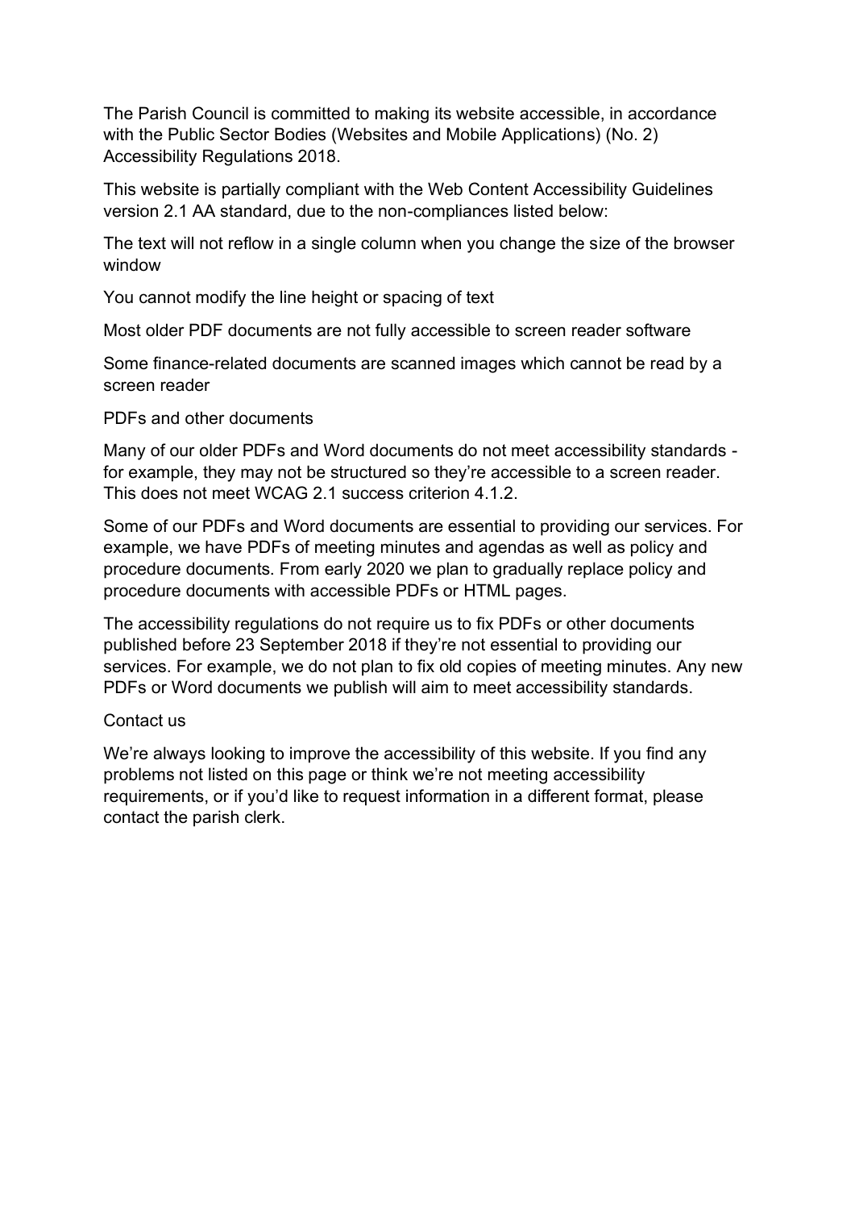The Parish Council is committed to making its website accessible, in accordance with the Public Sector Bodies (Websites and Mobile Applications) (No. 2) Accessibility Regulations 2018.

This website is partially compliant with the Web Content Accessibility Guidelines version 2.1 AA standard, due to the non-compliances listed below:

The text will not reflow in a single column when you change the size of the browser window

You cannot modify the line height or spacing of text

Most older PDF documents are not fully accessible to screen reader software

Some finance-related documents are scanned images which cannot be read by a screen reader

PDFs and other documents

Many of our older PDFs and Word documents do not meet accessibility standards - for example, they may not be structured so they're accessible to a screen reader. This does not meet WCAG 2.1 success criterion 4.1.2.

Some of our PDFs and Word documents are essential to providing our services. For example, we have PDFs of meeting minutes and agendas as well as policy and procedure documents. From early 2020 we plan to gradually replace policy and procedure documents with accessible PDFs or HTML pages.

The accessibility regulations do not require us to fix PDFs or other documents published before 23 September 2018 if they're not essential to providing our services. For example, we do not plan to fix old copies of meeting minutes. Any new PDFs or Word documents we publish will aim to meet accessibility standards.

Contact us

We're always looking to improve the accessibility of this website. If you find any problems not listed on this page or think we're not meeting accessibility requirements, or if you'd like to request information in a different format, please contact the parish clerk.